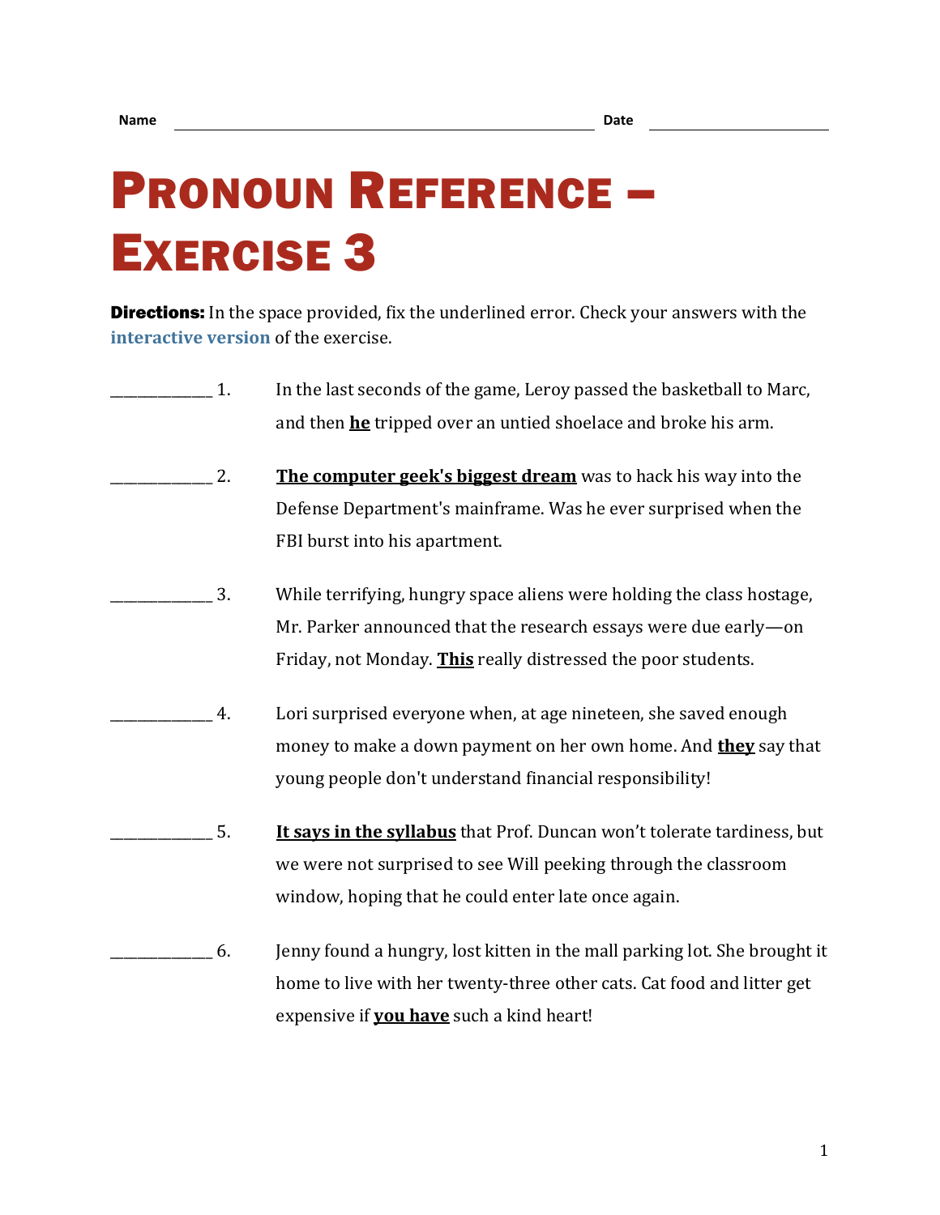Name \_\_\_\_\_\_\_\_\_\_\_\_\_\_\_\_\_\_\_\_\_\_\_\_\_\_\_\_\_\_\_\_\_\_\_\_\_\_\_\_ Date \_\_\_\_\_\_\_\_\_\_\_\_\_\_\_\_\_\_\_\_

# Pronoun Reference – Exercise 3

**Directions:** In the space provided, fix the underlined error. Check your answers with the **interactive version** of the exercise.

_____________ 1. In the last seconds of the game, Leroy passed the basketball to Marc, and then **<u>he</u>** tripped over an untied shoelace and broke his arm.

_____________ 2. **<u>The computer geek's biggest dream</u>** was to hack his way into the Defense Department's mainframe. Was he ever surprised when the FBI burst into his apartment.

_____________ 3. While terrifying, hungry space aliens were holding the class hostage, Mr. Parker announced that the research essays were due early—on Friday, not Monday. **<u>This</u>** really distressed the poor students.

_____________ 4. Lori surprised everyone when, at age nineteen, she saved enough money to make a down payment on her own home. And **<u>they</u>** say that young people don't understand financial responsibility!

_____________ 5. **<u>It says in the syllabus</u>** that Prof. Duncan won't tolerate tardiness, but we were not surprised to see Will peeking through the classroom window, hoping that he could enter late once again.

_____________ 6. Jenny found a hungry, lost kitten in the mall parking lot. She brought it home to live with her twenty-three other cats. Cat food and litter get expensive if **<u>you have</u>** such a kind heart!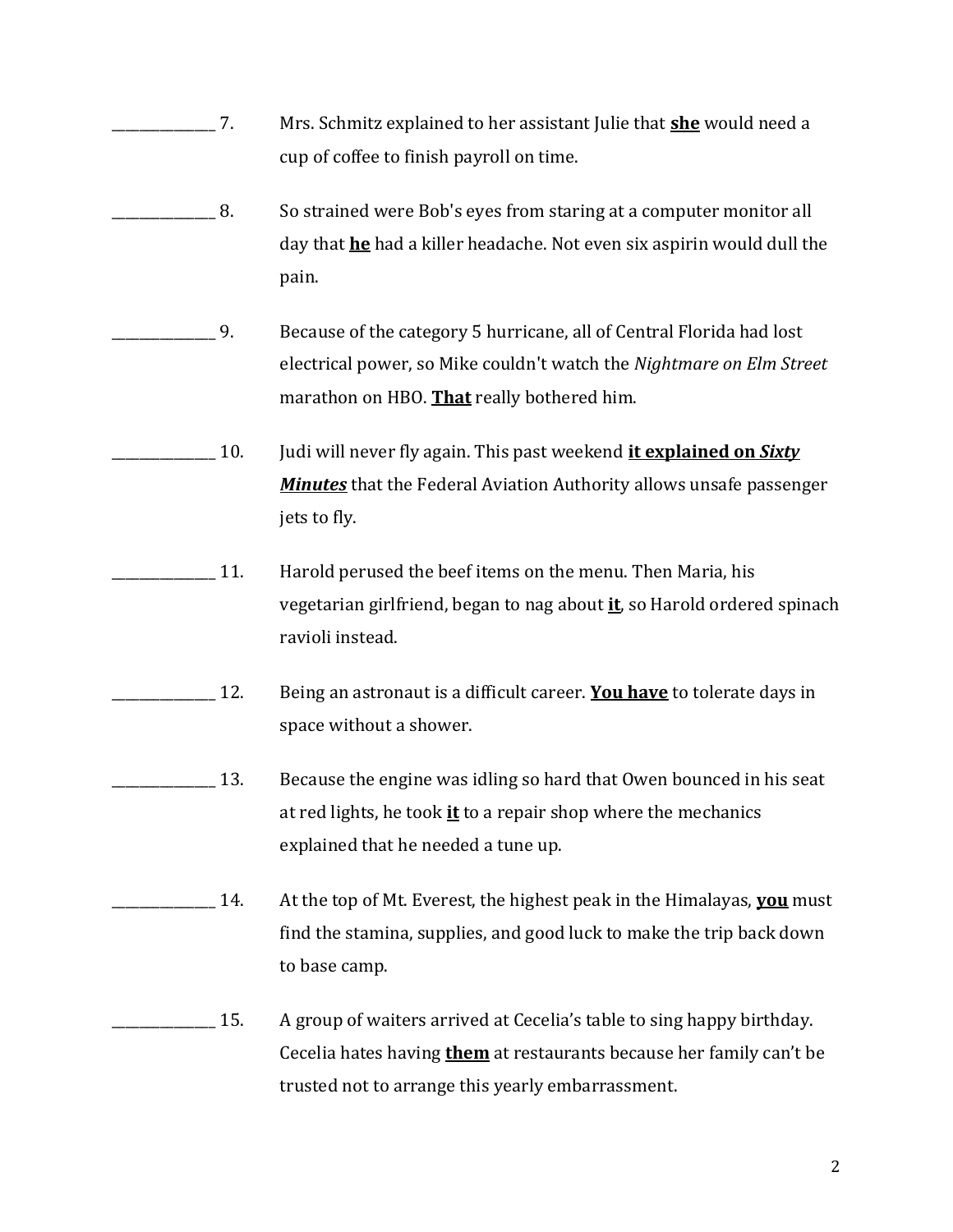_______________ 7. Mrs. Schmitz explained to her assistant Julie that **<u>she</u>** would need a cup of coffee to finish payroll on time.

_______________ 8. So strained were Bob's eyes from staring at a computer monitor all day that **<u>he</u>** had a killer headache. Not even six aspirin would dull the pain.

_______________ 9. Because of the category 5 hurricane, all of Central Florida had lost electrical power, so Mike couldn't watch the *Nightmare on Elm Street* marathon on HBO. **<u>That</u>** really bothered him.

_______________ 10. Judi will never fly again. This past weekend **<u>it explained on *Sixty Minutes*</u>** that the Federal Aviation Authority allows unsafe passenger jets to fly.

_______________ 11. Harold perused the beef items on the menu. Then Maria, his vegetarian girlfriend, began to nag about **<u>it</u>**, so Harold ordered spinach ravioli instead.

_______________ 12. Being an astronaut is a difficult career. **<u>You have</u>** to tolerate days in space without a shower.

_______________ 13. Because the engine was idling so hard that Owen bounced in his seat at red lights, he took **<u>it</u>** to a repair shop where the mechanics explained that he needed a tune up.

_______________ 14. At the top of Mt. Everest, the highest peak in the Himalayas, **<u>you</u>** must find the stamina, supplies, and good luck to make the trip back down to base camp.

_______________ 15. A group of waiters arrived at Cecelia's table to sing happy birthday. Cecelia hates having **<u>them</u>** at restaurants because her family can't be trusted not to arrange this yearly embarrassment.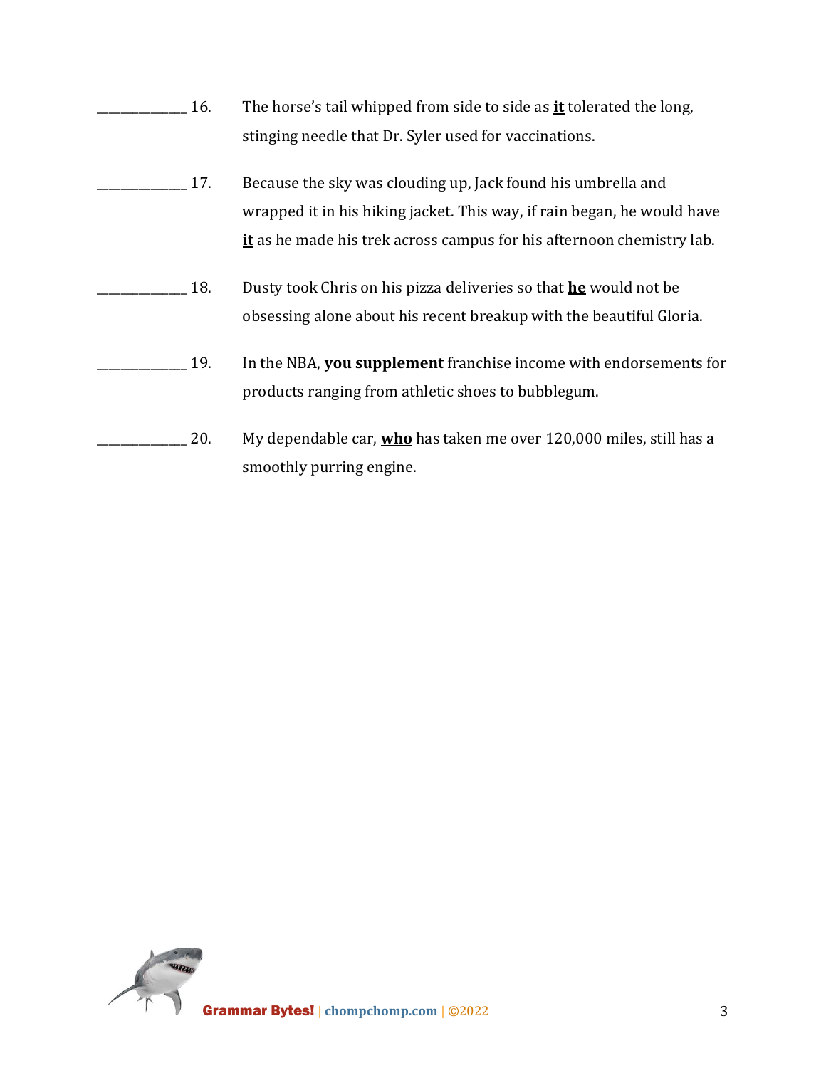______________ 16. The horse's tail whipped from side to side as **<u>it</u>** tolerated the long, stinging needle that Dr. Syler used for vaccinations.

______________ 17. Because the sky was clouding up, Jack found his umbrella and wrapped it in his hiking jacket. This way, if rain began, he would have **<u>it</u>** as he made his trek across campus for his afternoon chemistry lab.

______________ 18. Dusty took Chris on his pizza deliveries so that **<u>he</u>** would not be obsessing alone about his recent breakup with the beautiful Gloria.

______________ 19. In the NBA, **<u>you supplement</u>** franchise income with endorsements for products ranging from athletic shoes to bubblegum.

______________ 20. My dependable car, **<u>who</u>** has taken me over 120,000 miles, still has a smoothly purring engine.